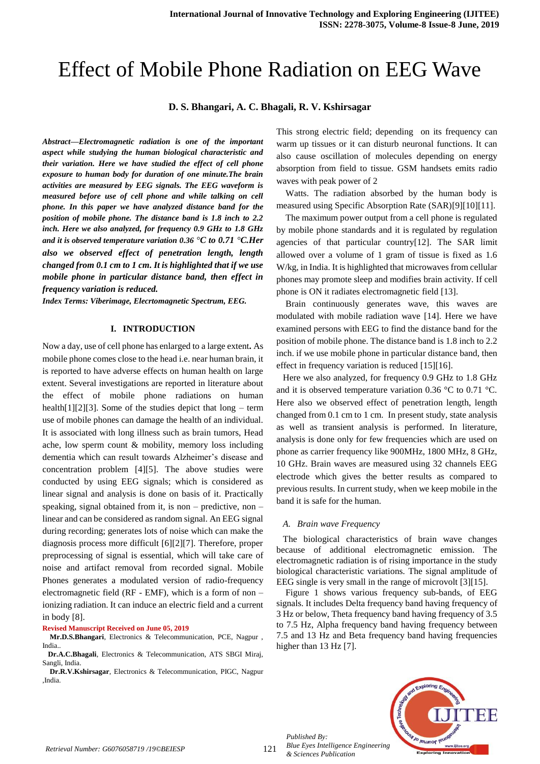# Effect of Mobile Phone Radiation on EEG Wave

**D. S. Bhangari, A. C. Bhagali, R. V. Kshirsagar**

***Abstract—Electromagnetic radiation is one of the important aspect while studying the human biological characteristic and their variation. Here we have studied the effect of cell phone exposure to human body for duration of one minute.The brain activities are measured by EEG signals. The EEG waveform is measured before use of cell phone and while talking on cell phone. In this paper we have analyzed distance band for the position of mobile phone. The distance band is 1.8 inch to 2.2 inch. Here we also analyzed, for frequency 0.9 GHz to 1.8 GHz and it is observed temperature variation 0.36 °C to 0.71 °C.Her also we observed effect of penetration length, length changed from 0.1 cm to 1 cm. It is highlighted that if we use mobile phone in particular distance band, then effect in frequency variation is reduced.***

***Index Terms: Viberimage, Elecrtomagnetic Spectrum, EEG.***

## I. INTRODUCTION

Now a day, use of cell phone has enlarged to a large extent**.** As mobile phone comes close to the head i.e. near human brain, it is reported to have adverse effects on human health on large extent. Several investigations are reported in literature about the effect of mobile phone radiations on human health[1][2][3]. Some of the studies depict that long – term use of mobile phones can damage the health of an individual. It is associated with long illness such as brain tumors, Head ache, low sperm count & mobility, memory loss including dementia which can result towards Alzheimer's disease and concentration problem [4][5]. The above studies were conducted by using EEG signals; which is considered as linear signal and analysis is done on basis of it. Practically speaking, signal obtained from it, is non – predictive, non – linear and can be considered as random signal. An EEG signal during recording; generates lots of noise which can make the diagnosis process more difficult [6][2][7]. Therefore, proper preprocessing of signal is essential, which will take care of noise and artifact removal from recorded signal. Mobile Phones generates a modulated version of radio-frequency electromagnetic field (RF - EMF), which is a form of non – ionizing radiation. It can induce an electric field and a current in body [8].

**Revised Manuscript Received on June 05, 2019**

**Mr.D.S.Bhangari**, Electronics & Telecommunication, PCE, Nagpur , India..

**Dr.A.C.Bhagali**, Electronics & Telecommunication, ATS SBGI Miraj, Sangli, India.

**Dr.R.V.Kshirsagar**, Electronics & Telecommunication, PIGC, Nagpur ,India.

This strong electric field; depending on its frequency can warm up tissues or it can disturb neuronal functions. It can also cause oscillation of molecules depending on energy absorption from field to tissue. GSM handsets emits radio waves with peak power of 2 Watts. The radiation absorbed by the human body is measured using Specific Absorption Rate (SAR)[9][10][11].

The maximum power output from a cell phone is regulated by mobile phone standards and it is regulated by regulation agencies of that particular country[12]. The SAR limit allowed over a volume of 1 gram of tissue is fixed as 1.6 W/kg, in India. It is highlighted that microwaves from cellular phones may promote sleep and modifies brain activity. If cell phone is ON it radiates electromagnetic field [13].

Brain continuously generates wave, this waves are modulated with mobile radiation wave [14]. Here we have examined persons with EEG to find the distance band for the position of mobile phone. The distance band is 1.8 inch to 2.2 inch. if we use mobile phone in particular distance band, then effect in frequency variation is reduced [15][16].

Here we also analyzed, for frequency 0.9 GHz to 1.8 GHz and it is observed temperature variation 0.36 °C to 0.71 °C. Here also we observed effect of penetration length, length changed from 0.1 cm to 1 cm. In present study, state analysis as well as transient analysis is performed. In literature, analysis is done only for few frequencies which are used on phone as carrier frequency like 900MHz, 1800 MHz, 8 GHz, 10 GHz. Brain waves are measured using 32 channels EEG electrode which gives the better results as compared to previous results. In current study, when we keep mobile in the band it is safe for the human.

### *A. Brain wave Frequency*

The biological characteristics of brain wave changes because of additional electromagnetic emission. The electromagnetic radiation is of rising importance in the study biological characteristic variations. The signal amplitude of EEG single is very small in the range of microvolt [3][15].

Figure 1 shows various frequency sub-bands, of EEG signals. It includes Delta frequency band having frequency of 3 Hz or below, Theta frequency band having frequency of 3.5 to 7.5 Hz, Alpha frequency band having frequency between 7.5 and 13 Hz and Beta frequency band having frequencies higher than 13 Hz [7].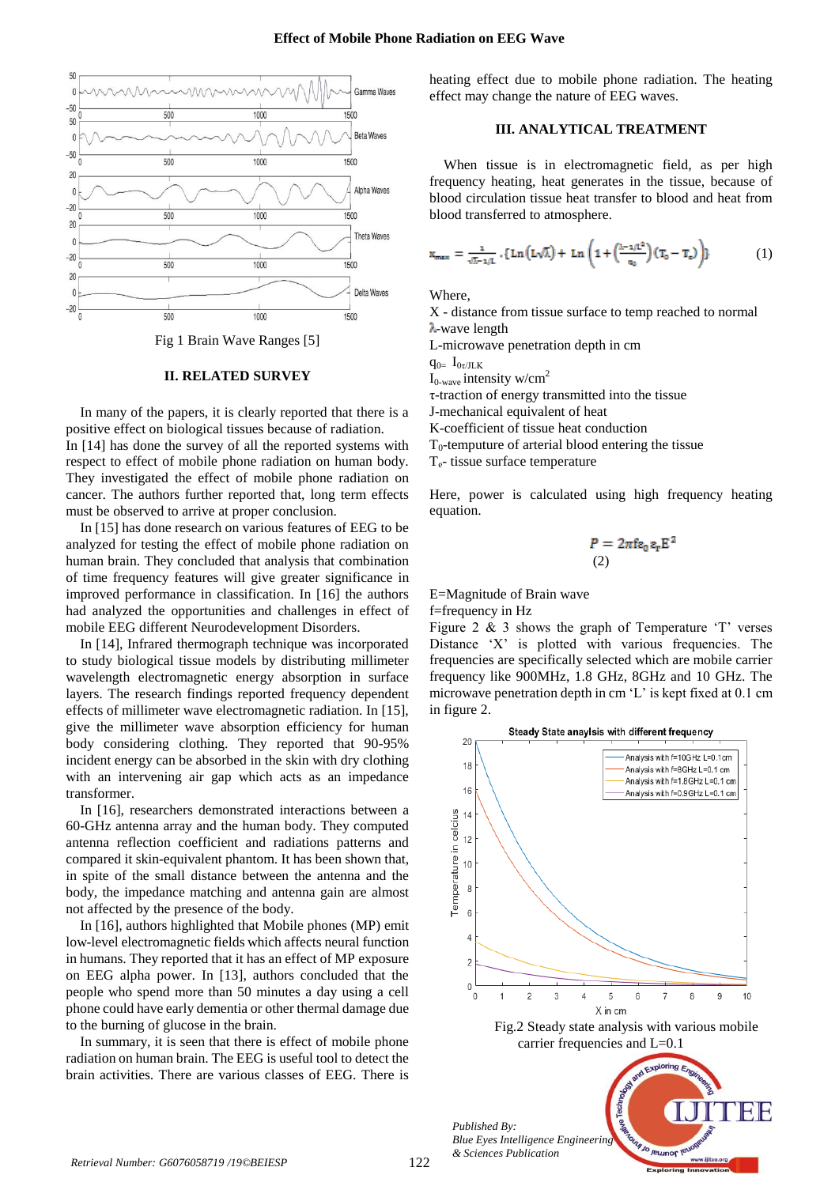Fig 1 Brain Wave Ranges [5]

## II. RELATED SURVEY

In many of the papers, it is clearly reported that there is a positive effect on biological tissues because of radiation.

In [14] has done the survey of all the reported systems with respect to effect of mobile phone radiation on human body. They investigated the effect of mobile phone radiation on cancer. The authors further reported that, long term effects must be observed to arrive at proper conclusion.

In [15] has done research on various features of EEG to be analyzed for testing the effect of mobile phone radiation on human brain. They concluded that analysis that combination of time frequency features will give greater significance in improved performance in classification. In [16] the authors had analyzed the opportunities and challenges in effect of mobile EEG different Neurodevelopment Disorders.

In [14], Infrared thermograph technique was incorporated to study biological tissue models by distributing millimeter wavelength electromagnetic energy absorption in surface layers. The research findings reported frequency dependent effects of millimeter wave electromagnetic radiation. In [15], give the millimeter wave absorption efficiency for human body considering clothing. They reported that 90-95% incident energy can be absorbed in the skin with dry clothing with an intervening air gap which acts as an impedance transformer.

In [16], researchers demonstrated interactions between a 60-GHz antenna array and the human body. They computed antenna reflection coefficient and radiations patterns and compared it skin-equivalent phantom. It has been shown that, in spite of the small distance between the antenna and the body, the impedance matching and antenna gain are almost not affected by the presence of the body.

In [16], authors highlighted that Mobile phones (MP) emit low-level electromagnetic fields which affects neural function in humans. They reported that it has an effect of MP exposure on EEG alpha power. In [13], authors concluded that the people who spend more than 50 minutes a day using a cell phone could have early dementia or other thermal damage due to the burning of glucose in the brain.

In summary, it is seen that there is effect of mobile phone radiation on human brain. The EEG is useful tool to detect the brain activities. There are various classes of EEG. There is heating effect due to mobile phone radiation. The heating effect may change the nature of EEG waves.

## III. ANALYTICAL TREATMENT

When tissue is in electromagnetic field, as per high frequency heating, heat generates in the tissue, because of blood circulation tissue heat transfer to blood and heat from blood transferred to atmosphere.

$$x_{max} = \frac{1}{\sqrt{\lambda - 1/L}} \cdot \left\{ Ln\left(L\sqrt{\lambda}\right) + Ln\left(1 + \left(\frac{\lambda - 1/L^2}{q_0}\right)(T_0 - T_e)\right) \right\} \quad (1)$$

Where,

X - distance from tissue surface to temp reached to normal

$\lambda$-wave length

L-microwave penetration depth in cm

$q_0 = I_{0\tau/JLK}$

$I_{0\text{-wave}}$ intensity w/cm$^2$

$\tau$-traction of energy transmitted into the tissue

J-mechanical equivalent of heat

K-coefficient of tissue heat conduction

$T_0$-temputure of arterial blood entering the tissue

$T_e$- tissue surface temperature

Here, power is calculated using high frequency heating equation.

$$P = 2\pi f e_0 e_r E^2 \quad (2)$$

E=Magnitude of Brain wave

f=frequency in Hz

Figure 2 & 3 shows the graph of Temperature 'T' verses Distance 'X' is plotted with various frequencies. The frequencies are specifically selected which are mobile carrier frequency like 900MHz, 1.8 GHz, 8GHz and 10 GHz. The microwave penetration depth in cm 'L' is kept fixed at 0.1 cm in figure 2.

Fig.2 Steady state analysis with various mobile carrier frequencies and L=0.1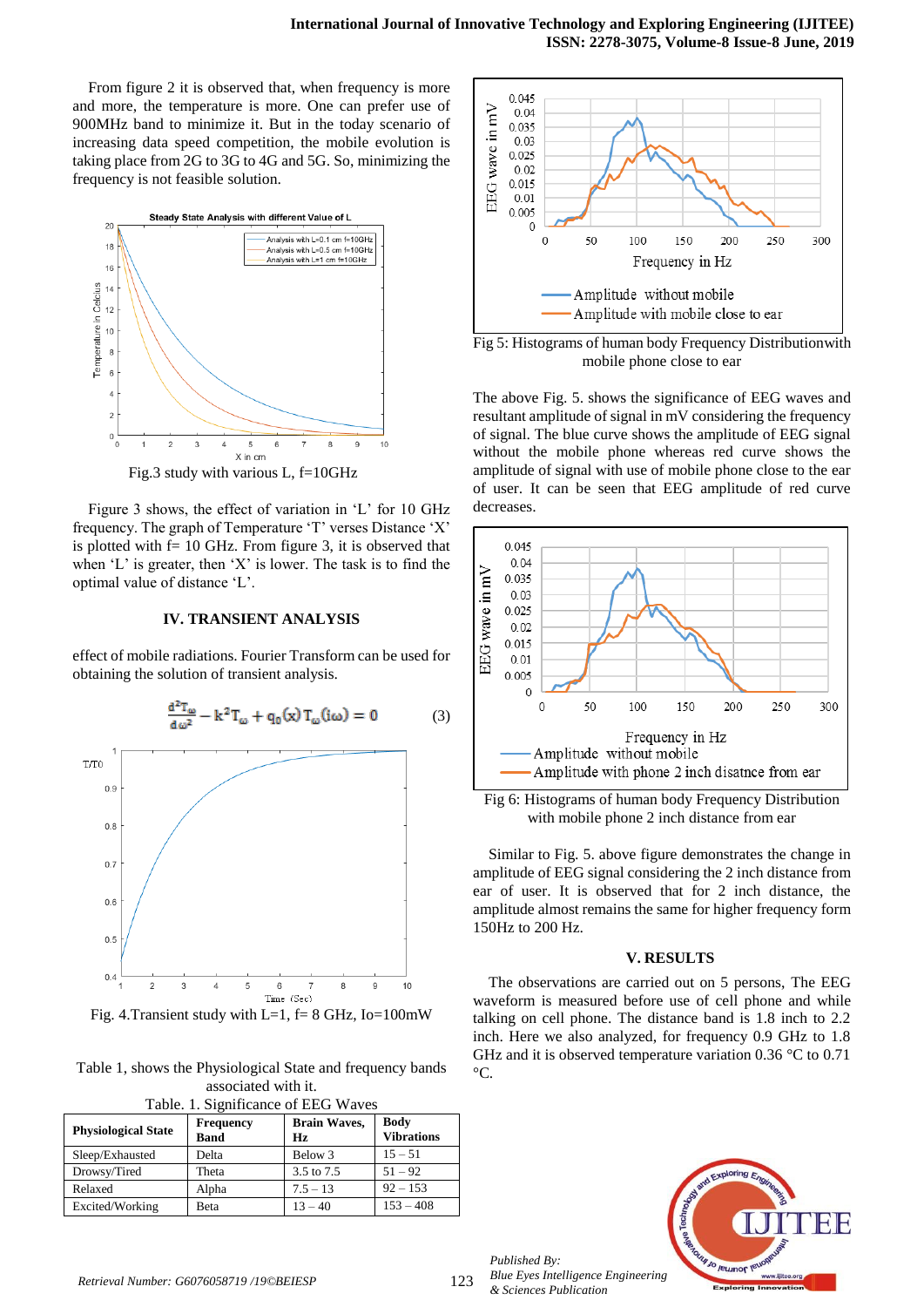From figure 2 it is observed that, when frequency is more and more, the temperature is more. One can prefer use of 900MHz band to minimize it. But in the today scenario of increasing data speed competition, the mobile evolution is taking place from 2G to 3G to 4G and 5G. So, minimizing the frequency is not feasible solution.

Fig.3 study with various L, f=10GHz

Figure 3 shows, the effect of variation in 'L' for 10 GHz frequency. The graph of Temperature 'T' verses Distance 'X' is plotted with f= 10 GHz. From figure 3, it is observed that when 'L' is greater, then 'X' is lower. The task is to find the optimal value of distance 'L'.

## IV. TRANSIENT ANALYSIS

effect of mobile radiations. Fourier Transform can be used for obtaining the solution of transient analysis.

$$\frac{d^2T_\omega}{d\omega^2} - k^2T_\omega + q_0(x)\,T_\omega(i\omega) = 0 \qquad (3)$$

Fig. 4.Transient study with L=1, f= 8 GHz, Io=100mW

Table 1, shows the Physiological State and frequency bands associated with it.

Table. 1. Significance of EEG Waves

| Physiological State | Frequency Band | Brain Waves, Hz | Body Vibrations |
|---|---|---|---|
| Sleep/Exhausted | Delta | Below 3 | 15 – 51 |
| Drowsy/Tired | Theta | 3.5 to 7.5 | 51 – 92 |
| Relaxed | Alpha | 7.5 – 13 | 92 – 153 |
| Excited/Working | Beta | 13 – 40 | 153 – 408 |

Fig 5: Histograms of human body Frequency Distributionwith mobile phone close to ear

The above Fig. 5. shows the significance of EEG waves and resultant amplitude of signal in mV considering the frequency of signal. The blue curve shows the amplitude of EEG signal without the mobile phone whereas red curve shows the amplitude of signal with use of mobile phone close to the ear of user. It can be seen that EEG amplitude of red curve decreases.

Fig 6: Histograms of human body Frequency Distribution with mobile phone 2 inch distance from ear

Similar to Fig. 5. above figure demonstrates the change in amplitude of EEG signal considering the 2 inch distance from ear of user. It is observed that for 2 inch distance, the amplitude almost remains the same for higher frequency form 150Hz to 200 Hz.

## V. RESULTS

The observations are carried out on 5 persons, The EEG waveform is measured before use of cell phone and while talking on cell phone. The distance band is 1.8 inch to 2.2 inch. Here we also analyzed, for frequency 0.9 GHz to 1.8 GHz and it is observed temperature variation 0.36 °C to 0.71 °C.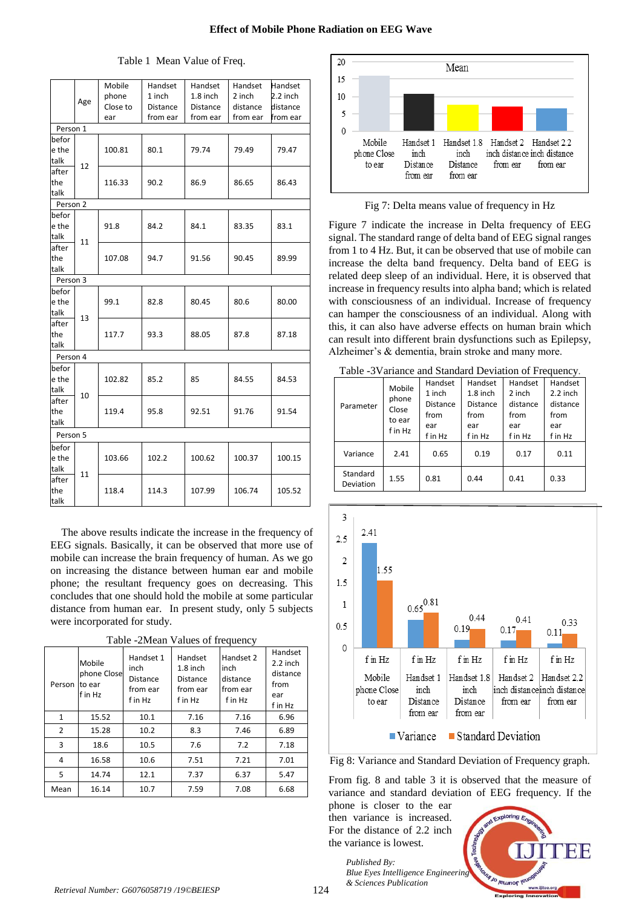Table 1 Mean Value of Freq.

| | Age | Mobile phone Close to ear | Handset 1 inch Distance from ear | Handset 1.8 inch Distance from ear | Handset 2 inch distance from ear | Handset 2.2 inch distance from ear |
|---|---|---|---|---|---|---|
| Person 1 | | | | | | |
| before the talk | 12 | 100.81 | 80.1 | 79.74 | 79.49 | 79.47 |
| after the talk | | 116.33 | 90.2 | 86.9 | 86.65 | 86.43 |
| Person 2 | | | | | | |
| before the talk | 11 | 91.8 | 84.2 | 84.1 | 83.35 | 83.1 |
| after the talk | | 107.08 | 94.7 | 91.56 | 90.45 | 89.99 |
| Person 3 | | | | | | |
| before the talk | 13 | 99.1 | 82.8 | 80.45 | 80.6 | 80.00 |
| after the talk | | 117.7 | 93.3 | 88.05 | 87.8 | 87.18 |
| Person 4 | | | | | | |
| before the talk | 10 | 102.82 | 85.2 | 85 | 84.55 | 84.53 |
| after the talk | | 119.4 | 95.8 | 92.51 | 91.76 | 91.54 |
| Person 5 | | | | | | |
| before the talk | 11 | 103.66 | 102.2 | 100.62 | 100.37 | 100.15 |
| after the talk | | 118.4 | 114.3 | 107.99 | 106.74 | 105.52 |

The above results indicate the increase in the frequency of EEG signals. Basically, it can be observed that more use of mobile can increase the brain frequency of human. As we go on increasing the distance between human ear and mobile phone; the resultant frequency goes on decreasing. This concludes that one should hold the mobile at some particular distance from human ear. In present study, only 5 subjects were incorporated for study.

Table -2Mean Values of frequency

| Person | Mobile phone Close to ear f in Hz | Handset 1 inch Distance from ear f in Hz | Handset 1.8 inch Distance from ear f in Hz | Handset 2 inch distance from ear f in Hz | Handset 2.2 inch distance from ear f in Hz |
|---|---|---|---|---|---|
| 1 | 15.52 | 10.1 | 7.16 | 7.16 | 6.96 |
| 2 | 15.28 | 10.2 | 8.3 | 7.46 | 6.89 |
| 3 | 18.6 | 10.5 | 7.6 | 7.2 | 7.18 |
| 4 | 16.58 | 10.6 | 7.51 | 7.21 | 7.01 |
| 5 | 14.74 | 12.1 | 7.37 | 6.37 | 5.47 |
| Mean | 16.14 | 10.7 | 7.59 | 7.08 | 6.68 |

Fig 7: Delta means value of frequency in Hz

Figure 7 indicate the increase in Delta frequency of EEG signal. The standard range of delta band of EEG signal ranges from 1 to 4 Hz. But, it can be observed that use of mobile can increase the delta band frequency. Delta band of EEG is related deep sleep of an individual. Here, it is observed that increase in frequency results into alpha band; which is related with consciousness of an individual. Increase of frequency can hamper the consciousness of an individual. Along with this, it can also have adverse effects on human brain which can result into different brain dysfunctions such as Epilepsy, Alzheimer's & dementia, brain stroke and many more.

Table -3Variance and Standard Deviation of Frequency.

| Parameter | Mobile phone Close to ear f in Hz | Handset 1 inch Distance from ear f in Hz | Handset 1.8 inch Distance from ear f in Hz | Handset 2 inch distance from ear f in Hz | Handset 2.2 inch distance from ear f in Hz |
|---|---|---|---|---|---|
| Variance | 2.41 | 0.65 | 0.19 | 0.17 | 0.11 |
| Standard Deviation | 1.55 | 0.81 | 0.44 | 0.41 | 0.33 |

Fig 8: Variance and Standard Deviation of Frequency graph.

From fig. 8 and table 3 it is observed that the measure of variance and standard deviation of EEG frequency. If the phone is closer to the ear then variance is increased. For the distance of 2.2 inch the variance is lowest.

*Published By:*
*Blue Eyes Intelligence Engineering & Sciences Publication*

*Retrieval Number: G6076058719 /19©BEIESP*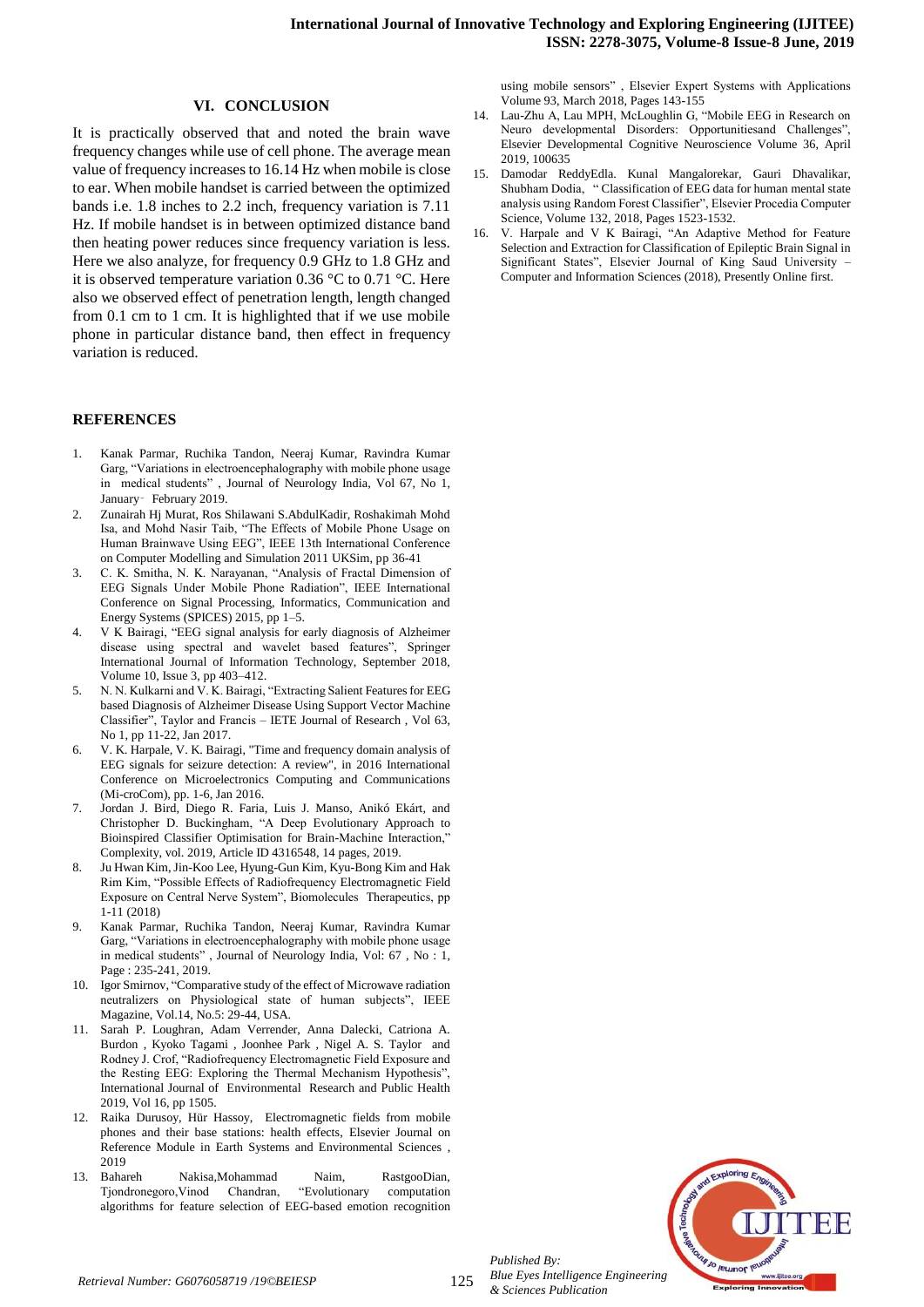## VI. CONCLUSION

It is practically observed that and noted the brain wave frequency changes while use of cell phone. The average mean value of frequency increases to 16.14 Hz when mobile is close to ear. When mobile handset is carried between the optimized bands i.e. 1.8 inches to 2.2 inch, frequency variation is 7.11 Hz. If mobile handset is in between optimized distance band then heating power reduces since frequency variation is less. Here we also analyze, for frequency 0.9 GHz to 1.8 GHz and it is observed temperature variation 0.36 °C to 0.71 °C. Here also we observed effect of penetration length, length changed from 0.1 cm to 1 cm. It is highlighted that if we use mobile phone in particular distance band, then effect in frequency variation is reduced.

## REFERENCES

1. Kanak Parmar, Ruchika Tandon, Neeraj Kumar, Ravindra Kumar Garg, "Variations in electroencephalography with mobile phone usage in medical students" , Journal of Neurology India, Vol 67, No 1, January‑ February 2019.
2. Zunairah Hj Murat, Ros Shilawani S.AbdulKadir, Roshakimah Mohd Isa, and Mohd Nasir Taib, "The Effects of Mobile Phone Usage on Human Brainwave Using EEG", IEEE 13th International Conference on Computer Modelling and Simulation 2011 UKSim, pp 36-41
3. C. K. Smitha, N. K. Narayanan, "Analysis of Fractal Dimension of EEG Signals Under Mobile Phone Radiation", IEEE International Conference on Signal Processing, Informatics, Communication and Energy Systems (SPICES) 2015, pp 1–5.
4. V K Bairagi, "EEG signal analysis for early diagnosis of Alzheimer disease using spectral and wavelet based features", Springer International Journal of Information Technology, September 2018, Volume 10, Issue 3, pp 403–412.
5. N. N. Kulkarni and V. K. Bairagi, "Extracting Salient Features for EEG based Diagnosis of Alzheimer Disease Using Support Vector Machine Classifier", Taylor and Francis – IETE Journal of Research , Vol 63, No 1, pp 11-22, Jan 2017.
6. V. K. Harpale, V. K. Bairagi, "Time and frequency domain analysis of EEG signals for seizure detection: A review", in 2016 International Conference on Microelectronics Computing and Communications (Mi-croCom), pp. 1-6, Jan 2016.
7. Jordan J. Bird, Diego R. Faria, Luis J. Manso, Anikó Ekárt, and Christopher D. Buckingham, "A Deep Evolutionary Approach to Bioinspired Classifier Optimisation for Brain-Machine Interaction," Complexity, vol. 2019, Article ID 4316548, 14 pages, 2019.
8. Ju Hwan Kim, Jin-Koo Lee, Hyung-Gun Kim, Kyu-Bong Kim and Hak Rim Kim, "Possible Effects of Radiofrequency Electromagnetic Field Exposure on Central Nerve System", Biomolecules Therapeutics, pp 1-11 (2018)
9. Kanak Parmar, Ruchika Tandon, Neeraj Kumar, Ravindra Kumar Garg, "Variations in electroencephalography with mobile phone usage in medical students" , Journal of Neurology India, Vol: 67 , No : 1, Page : 235-241, 2019.
10. Igor Smirnov, "Comparative study of the effect of Microwave radiation neutralizers on Physiological state of human subjects", IEEE Magazine, Vol.14, No.5: 29-44, USA.
11. Sarah P. Loughran, Adam Verrender, Anna Dalecki, Catriona A. Burdon , Kyoko Tagami , Joonhee Park , Nigel A. S. Taylor and Rodney J. Crof, "Radiofrequency Electromagnetic Field Exposure and the Resting EEG: Exploring the Thermal Mechanism Hypothesis", International Journal of Environmental Research and Public Health 2019, Vol 16, pp 1505.
12. Raika Durusoy, Hür Hassoy, Electromagnetic fields from mobile phones and their base stations: health effects, Elsevier Journal on Reference Module in Earth Systems and Environmental Sciences , 2019
13. Bahareh Nakisa,Mohammad Naim, RastgooDian, Tjondronegoro,Vinod Chandran, "Evolutionary computation algorithms for feature selection of EEG-based emotion recognition using mobile sensors" , Elsevier Expert Systems with Applications Volume 93, March 2018, Pages 143-155
14. Lau-Zhu A, Lau MPH, McLoughlin G, "Mobile EEG in Research on Neuro developmental Disorders: Opportunitiesand Challenges", Elsevier Developmental Cognitive Neuroscience Volume 36, April 2019, 100635
15. Damodar ReddyEdla. Kunal Mangalorekar, Gauri Dhavalikar, Shubham Dodia, " Classification of EEG data for human mental state analysis using Random Forest Classifier", Elsevier Procedia Computer Science, Volume 132, 2018, Pages 1523-1532.
16. V. Harpale and V K Bairagi, "An Adaptive Method for Feature Selection and Extraction for Classification of Epileptic Brain Signal in Significant States", Elsevier Journal of King Saud University – Computer and Information Sciences (2018), Presently Online first.